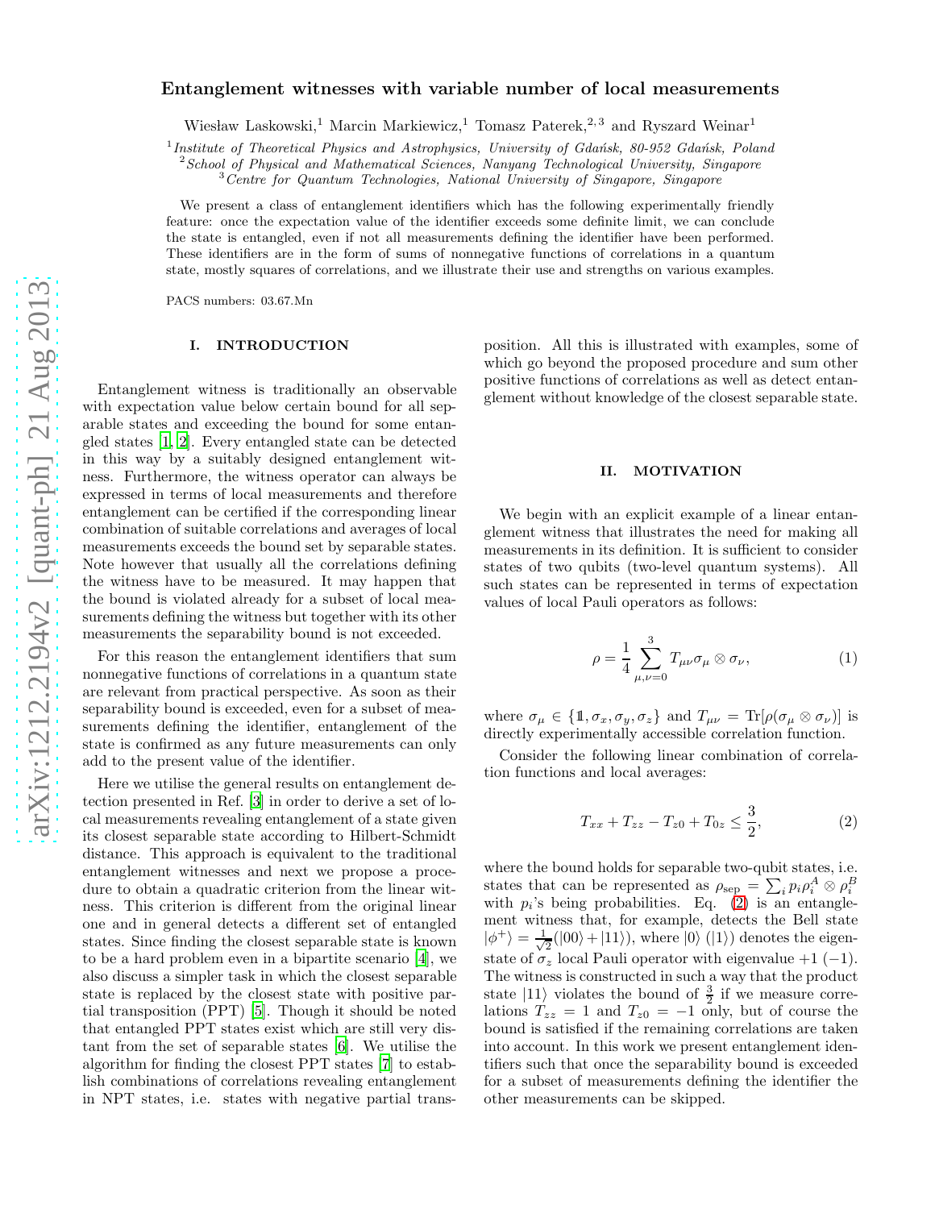# Entanglement witnesses with variable number of local measurements

Wiesław Laskowski,[1] Marcin Markiewicz,[1] Tomasz Paterek,[2,3] and Ryszard Weinar[1]

[1] *Institute of Theoretical Physics and Astrophysics, University of Gdańsk, 80-952 Gdańsk, Poland*
[2] *School of Physical and Mathematical Sciences, Nanyang Technological University, Singapore*
[3] *Centre for Quantum Technologies, National University of Singapore, Singapore*

We present a class of entanglement identifiers which has the following experimentally friendly feature: once the expectation value of the identifier exceeds some definite limit, we can conclude the state is entangled, even if not all measurements defining the identifier have been performed. These identifiers are in the form of sums of nonnegative functions of correlations in a quantum state, mostly squares of correlations, and we illustrate their use and strengths on various examples.

PACS numbers: 03.67.Mn

## I. INTRODUCTION

Entanglement witness is traditionally an observable with expectation value below certain bound for all separable states and exceeding the bound for some entangled states [1, 2]. Every entangled state can be detected in this way by a suitably designed entanglement witness. Furthermore, the witness operator can always be expressed in terms of local measurements and therefore entanglement can be certified if the corresponding linear combination of suitable correlations and averages of local measurements exceeds the bound set by separable states. Note however that usually all the correlations defining the witness have to be measured. It may happen that the bound is violated already for a subset of local measurements defining the witness but together with its other measurements the separability bound is not exceeded.

For this reason the entanglement identifiers that sum nonnegative functions of correlations in a quantum state are relevant from practical perspective. As soon as their separability bound is exceeded, even for a subset of measurements defining the identifier, entanglement of the state is confirmed as any future measurements can only add to the present value of the identifier.

Here we utilise the general results on entanglement detection presented in Ref. [3] in order to derive a set of local measurements revealing entanglement of a state given its closest separable state according to Hilbert-Schmidt distance. This approach is equivalent to the traditional entanglement witnesses and next we propose a procedure to obtain a quadratic criterion from the linear witness. This criterion is different from the original linear one and in general detects a different set of entangled states. Since finding the closest separable state is known to be a hard problem even in a bipartite scenario [4], we also discuss a simpler task in which the closest separable state is replaced by the closest state with positive partial transposition (PPT) [5]. Though it should be noted that entangled PPT states exist which are still very distant from the set of separable states [6]. We utilise the algorithm for finding the closest PPT states [7] to establish combinations of correlations revealing entanglement in NPT states, i.e. states with negative partial transposition. All this is illustrated with examples, some of which go beyond the proposed procedure and sum other positive functions of correlations as well as detect entanglement without knowledge of the closest separable state.

## II. MOTIVATION

We begin with an explicit example of a linear entanglement witness that illustrates the need for making all measurements in its definition. It is sufficient to consider states of two qubits (two-level quantum systems). All such states can be represented in terms of expectation values of local Pauli operators as follows:

$$\rho = \frac{1}{4} \sum_{\mu,\nu=0}^{3} T_{\mu\nu} \sigma_\mu \otimes \sigma_\nu, \tag{1}$$

where $\sigma_\mu \in \{\mathbb{1}, \sigma_x, \sigma_y, \sigma_z\}$ and $T_{\mu\nu} = \mathrm{Tr}[\rho(\sigma_\mu \otimes \sigma_\nu)]$ is directly experimentally accessible correlation function.

Consider the following linear combination of correlation functions and local averages:

$$T_{xx} + T_{zz} - T_{z0} + T_{0z} \leq \frac{3}{2}, \tag{2}$$

where the bound holds for separable two-qubit states, i.e. states that can be represented as $\rho_{\mathrm{sep}} = \sum_i p_i \rho_i^A \otimes \rho_i^B$ with $p_i$'s being probabilities. Eq. (2) is an entanglement witness that, for example, detects the Bell state $|\phi^+\rangle = \frac{1}{\sqrt{2}}(|00\rangle + |11\rangle)$, where $|0\rangle$ ($|1\rangle$) denotes the eigenstate of $\sigma_z$ local Pauli operator with eigenvalue $+1$ ($-1$). The witness is constructed in such a way that the product state $|11\rangle$ violates the bound of $\frac{3}{2}$ if we measure correlations $T_{zz} = 1$ and $T_{z0} = -1$ only, but of course the bound is satisfied if the remaining correlations are taken into account. In this work we present entanglement identifiers such that once the separability bound is exceeded for a subset of measurements defining the identifier the other measurements can be skipped.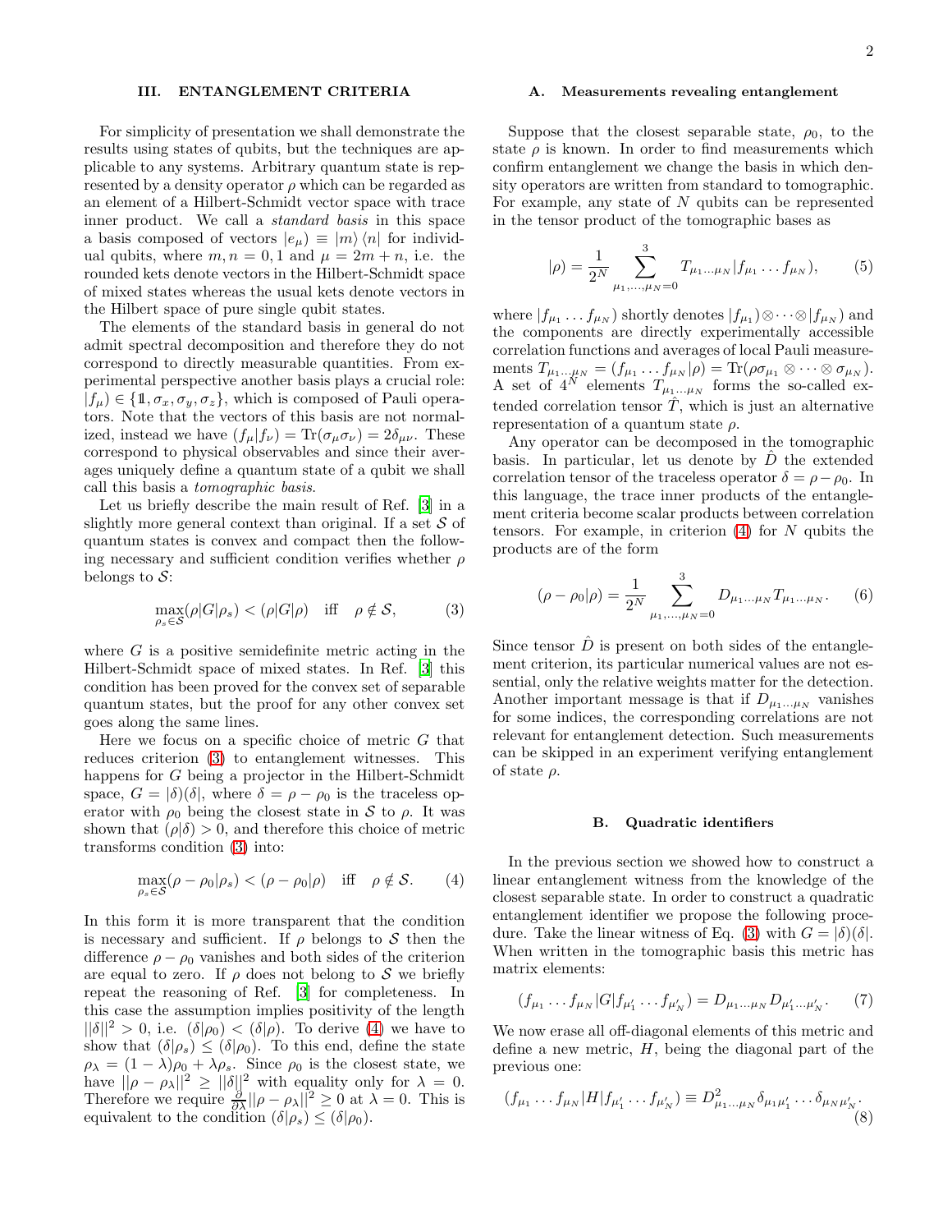## III. ENTANGLEMENT CRITERIA

For simplicity of presentation we shall demonstrate the results using states of qubits, but the techniques are applicable to any systems. Arbitrary quantum state is represented by a density operator $\rho$ which can be regarded as an element of a Hilbert-Schmidt vector space with trace inner product. We call a *standard basis* in this space a basis composed of vectors $|e_\mu) \equiv |m\rangle\langle n|$ for individual qubits, where $m, n = 0, 1$ and $\mu = 2m + n$, i.e. the rounded kets denote vectors in the Hilbert-Schmidt space of mixed states whereas the usual kets denote vectors in the Hilbert space of pure single qubit states.

The elements of the standard basis in general do not admit spectral decomposition and therefore they do not correspond to directly measurable quantities. From experimental perspective another basis plays a crucial role: $|f_\mu) \in \{\mathbb{1}, \sigma_x, \sigma_y, \sigma_z\}$, which is composed of Pauli operators. Note that the vectors of this basis are not normalized, instead we have $(f_\mu|f_\nu) = \mathrm{Tr}(\sigma_\mu\sigma_\nu) = 2\delta_{\mu\nu}$. These correspond to physical observables and since their averages uniquely define a quantum state of a qubit we shall call this basis a *tomographic basis*.

Let us briefly describe the main result of Ref. [3] in a slightly more general context than original. If a set $\mathcal{S}$ of quantum states is convex and compact then the following necessary and sufficient condition verifies whether $\rho$ belongs to $\mathcal{S}$:

$$\max_{\rho_s \in \mathcal{S}} (\rho|G|\rho_s) < (\rho|G|\rho) \quad \text{iff} \quad \rho \notin \mathcal{S}, \tag{3}$$

where $G$ is a positive semidefinite metric acting in the Hilbert-Schmidt space of mixed states. In Ref. [3] this condition has been proved for the convex set of separable quantum states, but the proof for any other convex set goes along the same lines.

Here we focus on a specific choice of metric $G$ that reduces criterion (3) to entanglement witnesses. This happens for $G$ being a projector in the Hilbert-Schmidt space, $G = |\delta)(\delta|$, where $\delta = \rho - \rho_0$ is the traceless operator with $\rho_0$ being the closest state in $\mathcal{S}$ to $\rho$. It was shown that $(\rho|\delta) > 0$, and therefore this choice of metric transforms condition (3) into:

$$\max_{\rho_s \in \mathcal{S}} (\rho - \rho_0|\rho_s) < (\rho - \rho_0|\rho) \quad \text{iff} \quad \rho \notin \mathcal{S}. \tag{4}$$

In this form it is more transparent that the condition is necessary and sufficient. If $\rho$ belongs to $\mathcal{S}$ then the difference $\rho - \rho_0$ vanishes and both sides of the criterion are equal to zero. If $\rho$ does not belong to $\mathcal{S}$ we briefly repeat the reasoning of Ref. [3] for completeness. In this case the assumption implies positivity of the length $||\delta||^2 > 0$, i.e. $(\delta|\rho_0) < (\delta|\rho)$. To derive (4) we have to show that $(\delta|\rho_s) \leq (\delta|\rho_0)$. To this end, define the state $\rho_\lambda = (1-\lambda)\rho_0 + \lambda\rho_s$. Since $\rho_0$ is the closest state, we have $||\rho - \rho_\lambda||^2 \geq ||\delta||^2$ with equality only for $\lambda = 0$. Therefore we require $\frac{\partial}{\partial\lambda}||\rho - \rho_\lambda||^2 \geq 0$ at $\lambda = 0$. This is equivalent to the condition $(\delta|\rho_s) \leq (\delta|\rho_0)$.

### A. Measurements revealing entanglement

Suppose that the closest separable state, $\rho_0$, to the state $\rho$ is known. In order to find measurements which confirm entanglement we change the basis in which density operators are written from standard to tomographic. For example, any state of $N$ qubits can be represented in the tensor product of the tomographic bases as

$$|\rho) = \frac{1}{2^N} \sum_{\mu_1,\ldots,\mu_N=0}^{3} T_{\mu_1\ldots\mu_N} |f_{\mu_1}\ldots f_{\mu_N}), \tag{5}$$

where $|f_{\mu_1}\ldots f_{\mu_N})$ shortly denotes $|f_{\mu_1})\otimes\cdots\otimes|f_{\mu_N})$ and the components are directly experimentally accessible correlation functions and averages of local Pauli measurements $T_{\mu_1\ldots\mu_N} = (f_{\mu_1}\ldots f_{\mu_N}|\rho) = \mathrm{Tr}(\rho\sigma_{\mu_1}\otimes\cdots\otimes\sigma_{\mu_N})$. A set of $4^N$ elements $T_{\mu_1\ldots\mu_N}$ forms the so-called extended correlation tensor $\hat{T}$, which is just an alternative representation of a quantum state $\rho$.

Any operator can be decomposed in the tomographic basis. In particular, let us denote by $\hat{D}$ the extended correlation tensor of the traceless operator $\delta = \rho - \rho_0$. In this language, the trace inner products of the entanglement criteria become scalar products between correlation tensors. For example, in criterion (4) for $N$ qubits the products are of the form

$$(\rho - \rho_0|\rho) = \frac{1}{2^N} \sum_{\mu_1,\ldots,\mu_N=0}^{3} D_{\mu_1\ldots\mu_N} T_{\mu_1\ldots\mu_N}. \tag{6}$$

Since tensor $\hat{D}$ is present on both sides of the entanglement criterion, its particular numerical values are not essential, only the relative weights matter for the detection. Another important message is that if $D_{\mu_1\ldots\mu_N}$ vanishes for some indices, the corresponding correlations are not relevant for entanglement detection. Such measurements can be skipped in an experiment verifying entanglement of state $\rho$.

### B. Quadratic identifiers

In the previous section we showed how to construct a linear entanglement witness from the knowledge of the closest separable state. In order to construct a quadratic entanglement identifier we propose the following procedure. Take the linear witness of Eq. (3) with $G = |\delta)(\delta|$. When written in the tomographic basis this metric has matrix elements:

$$(f_{\mu_1}\ldots f_{\mu_N}|G|f_{\mu_1'}\ldots f_{\mu_N'}) = D_{\mu_1\ldots\mu_N} D_{\mu_1'\ldots\mu_N'}. \tag{7}$$

We now erase all off-diagonal elements of this metric and define a new metric, $H$, being the diagonal part of the previous one:

$$(f_{\mu_1}\ldots f_{\mu_N}|H|f_{\mu_1'}\ldots f_{\mu_N'}) \equiv D^2_{\mu_1\ldots\mu_N} \delta_{\mu_1\mu_1'}\ldots\delta_{\mu_N\mu_N'}. \tag{8}$$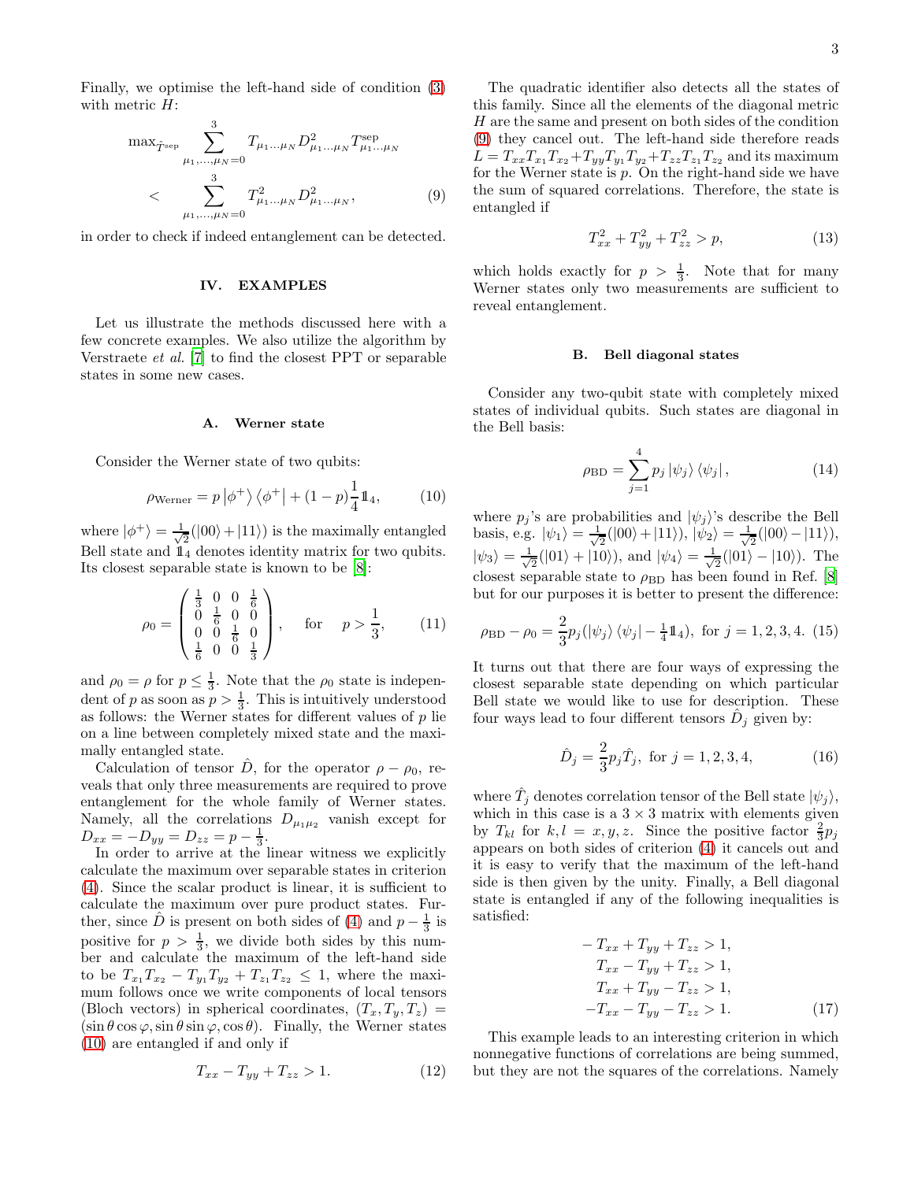Finally, we optimise the left-hand side of condition (3) with metric $H$:

$$\max_{\hat{T}^{\rm sep}} \sum_{\mu_1,\ldots,\mu_N=0}^{3} T_{\mu_1\ldots\mu_N} D^2_{\mu_1\ldots\mu_N} T^{\rm sep}_{\mu_1\ldots\mu_N} < \sum_{\mu_1,\ldots,\mu_N=0}^{3} T^2_{\mu_1\ldots\mu_N} D^2_{\mu_1\ldots\mu_N}, \tag{9}$$

in order to check if indeed entanglement can be detected.

## IV. EXAMPLES

Let us illustrate the methods discussed here with a few concrete examples. We also utilize the algorithm by Verstraete *et al.* [7] to find the closest PPT or separable states in some new cases.

### A. Werner state

Consider the Werner state of two qubits:

$$\rho_{\rm Werner} = p \left|\phi^+\right\rangle \left\langle\phi^+\right| + (1-p)\frac{1}{4}\mathbb{1}_4, \tag{10}$$

where $|\phi^+\rangle = \frac{1}{\sqrt{2}}(|00\rangle + |11\rangle)$ is the maximally entangled Bell state and $\mathbb{1}_4$ denotes identity matrix for two qubits. Its closest separable state is known to be [8]:

$$\rho_0 = \begin{pmatrix} \frac{1}{3} & 0 & 0 & \frac{1}{6} \\ 0 & \frac{1}{6} & 0 & 0 \\ 0 & 0 & \frac{1}{6} & 0 \\ \frac{1}{6} & 0 & 0 & \frac{1}{3} \end{pmatrix}, \quad \text{for} \quad p > \frac{1}{3}, \tag{11}$$

and $\rho_0 = \rho$ for $p \leq \frac{1}{3}$. Note that the $\rho_0$ state is independent of $p$ as soon as $p > \frac{1}{3}$. This is intuitively understood as follows: the Werner states for different values of $p$ lie on a line between completely mixed state and the maximally entangled state.

Calculation of tensor $\hat{D}$, for the operator $\rho - \rho_0$, reveals that only three measurements are required to prove entanglement for the whole family of Werner states. Namely, all the correlations $D_{\mu_1\mu_2}$ vanish except for $D_{xx} = -D_{yy} = D_{zz} = p - \frac{1}{3}$.

In order to arrive at the linear witness we explicitly calculate the maximum over separable states in criterion (4). Since the scalar product is linear, it is sufficient to calculate the maximum over pure product states. Further, since $\hat{D}$ is present on both sides of (4) and $p - \frac{1}{3}$ is positive for $p > \frac{1}{3}$, we divide both sides by this number and calculate the maximum of the left-hand side to be $T_{x_1}T_{x_2} - T_{y_1}T_{y_2} + T_{z_1}T_{z_2} \leq 1$, where the maximum follows once we write components of local tensors (Bloch vectors) in spherical coordinates, $(T_x, T_y, T_z) = (\sin\theta\cos\varphi, \sin\theta\sin\varphi, \cos\theta)$. Finally, the Werner states (10) are entangled if and only if

$$T_{xx} - T_{yy} + T_{zz} > 1. \tag{12}$$

The quadratic identifier also detects all the states of this family. Since all the elements of the diagonal metric $H$ are the same and present on both sides of the condition (9) they cancel out. The left-hand side therefore reads $L = T_{xx}T_{x_1}T_{x_2} + T_{yy}T_{y_1}T_{y_2} + T_{zz}T_{z_1}T_{z_2}$ and its maximum for the Werner state is $p$. On the right-hand side we have the sum of squared correlations. Therefore, the state is entangled if

$$T_{xx}^2 + T_{yy}^2 + T_{zz}^2 > p, \tag{13}$$

which holds exactly for $p > \frac{1}{3}$. Note that for many Werner states only two measurements are sufficient to reveal entanglement.

### B. Bell diagonal states

Consider any two-qubit state with completely mixed states of individual qubits. Such states are diagonal in the Bell basis:

$$\rho_{\rm BD} = \sum_{j=1}^{4} p_j \left|\psi_j\right\rangle \left\langle\psi_j\right|, \tag{14}$$

where $p_j$'s are probabilities and $|\psi_j\rangle$'s describe the Bell basis, e.g. $|\psi_1\rangle = \frac{1}{\sqrt{2}}(|00\rangle + |11\rangle)$, $|\psi_2\rangle = \frac{1}{\sqrt{2}}(|00\rangle - |11\rangle)$, $|\psi_3\rangle = \frac{1}{\sqrt{2}}(|01\rangle + |10\rangle)$, and $|\psi_4\rangle = \frac{1}{\sqrt{2}}(|01\rangle - |10\rangle)$. The closest separable state to $\rho_{\rm BD}$ has been found in Ref. [8] but for our purposes it is better to present the difference:

$$\rho_{\rm BD} - \rho_0 = \frac{2}{3}p_j(\left|\psi_j\right\rangle \left\langle\psi_j\right| - \tfrac{1}{4}\mathbb{1}_4), \text{ for } j = 1,2,3,4. \tag{15}$$

It turns out that there are four ways of expressing the closest separable state depending on which particular Bell state we would like to use for description. These four ways lead to four different tensors $\hat{D}_j$ given by:

$$\hat{D}_j = \frac{2}{3}p_j\hat{T}_j, \text{ for } j = 1,2,3,4, \tag{16}$$

where $\hat{T}_j$ denotes correlation tensor of the Bell state $|\psi_j\rangle$, which in this case is a $3 \times 3$ matrix with elements given by $T_{kl}$ for $k, l = x, y, z$. Since the positive factor $\frac{2}{3}p_j$ appears on both sides of criterion (4) it cancels out and it is easy to verify that the maximum of the left-hand side is then given by the unity. Finally, a Bell diagonal state is entangled if any of the following inequalities is satisfied:

$$\begin{aligned} -T_{xx} + T_{yy} + T_{zz} &> 1, \\ T_{xx} - T_{yy} + T_{zz} &> 1, \\ T_{xx} + T_{yy} - T_{zz} &> 1, \\ -T_{xx} - T_{yy} - T_{zz} &> 1. \end{aligned} \tag{17}$$

This example leads to an interesting criterion in which nonnegative functions of correlations are being summed, but they are not the squares of the correlations. Namely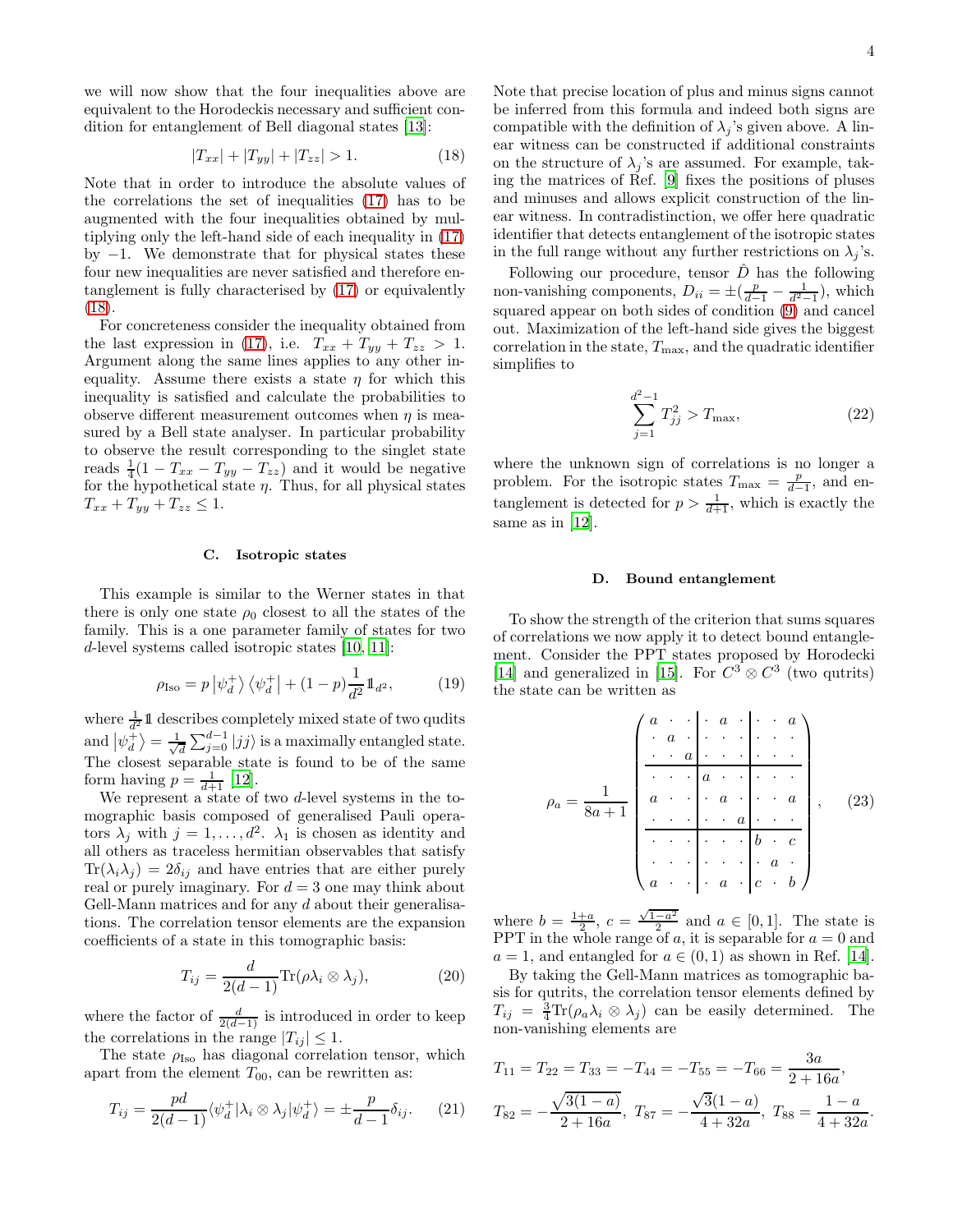we will now show that the four inequalities above are equivalent to the Horodeckis necessary and sufficient condition for entanglement of Bell diagonal states [13]:

$$|T_{xx}| + |T_{yy}| + |T_{zz}| > 1. \tag{18}$$

Note that in order to introduce the absolute values of the correlations the set of inequalities (17) has to be augmented with the four inequalities obtained by multiplying only the left-hand side of each inequality in (17) by $-1$. We demonstrate that for physical states these four new inequalities are never satisfied and therefore entanglement is fully characterised by (17) or equivalently (18).

For concreteness consider the inequality obtained from the last expression in (17), i.e. $T_{xx} + T_{yy} + T_{zz} > 1$. Argument along the same lines applies to any other inequality. Assume there exists a state $\eta$ for which this inequality is satisfied and calculate the probabilities to observe different measurement outcomes when $\eta$ is measured by a Bell state analyser. In particular probability to observe the result corresponding to the singlet state reads $\frac{1}{4}(1 - T_{xx} - T_{yy} - T_{zz})$ and it would be negative for the hypothetical state $\eta$. Thus, for all physical states $T_{xx} + T_{yy} + T_{zz} \le 1$.

### C. Isotropic states

This example is similar to the Werner states in that there is only one state $\rho_0$ closest to all the states of the family. This is a one parameter family of states for two $d$-level systems called isotropic states [10, 11]:

$$\rho_{\rm Iso} = p \left|\psi_d^+\right\rangle \left\langle\psi_d^+\right| + (1-p)\frac{1}{d^2}\mathbb{1}_{d^2}, \tag{19}$$

where $\frac{1}{d^2}\mathbb{1}$ describes completely mixed state of two qudits and $\left|\psi_d^+\right\rangle = \frac{1}{\sqrt{d}}\sum_{j=0}^{d-1}|jj\rangle$ is a maximally entangled state. The closest separable state is found to be of the same form having $p = \frac{1}{d+1}$ [12].

We represent a state of two $d$-level systems in the tomographic basis composed of generalised Pauli operators $\lambda_j$ with $j = 1, \dots, d^2$. $\lambda_1$ is chosen as identity and all others as traceless hermitian observables that satisfy $\mathrm{Tr}(\lambda_i \lambda_j) = 2\delta_{ij}$ and have entries that are either purely real or purely imaginary. For $d = 3$ one may think about Gell-Mann matrices and for any $d$ about their generalisations. The correlation tensor elements are the expansion coefficients of a state in this tomographic basis:

$$T_{ij} = \frac{d}{2(d-1)}\mathrm{Tr}(\rho\lambda_i \otimes \lambda_j), \tag{20}$$

where the factor of $\frac{d}{2(d-1)}$ is introduced in order to keep the correlations in the range $|T_{ij}| \le 1$.

The state $\rho_{\rm Iso}$ has diagonal correlation tensor, which apart from the element $T_{00}$, can be rewritten as:

$$T_{ij} = \frac{pd}{2(d-1)}\langle\psi_d^+|\lambda_i \otimes \lambda_j|\psi_d^+\rangle = \pm\frac{p}{d-1}\delta_{ij}. \tag{21}$$

Note that precise location of plus and minus signs cannot be inferred from this formula and indeed both signs are compatible with the definition of $\lambda_j$'s given above. A linear witness can be constructed if additional constraints on the structure of $\lambda_j$'s are assumed. For example, taking the matrices of Ref. [9] fixes the positions of pluses and minuses and allows explicit construction of the linear witness. In contradistinction, we offer here quadratic identifier that detects entanglement of the isotropic states in the full range without any further restrictions on $\lambda_j$'s.

Following our procedure, tensor $\hat{D}$ has the following non-vanishing components, $D_{ii} = \pm(\frac{p}{d-1} - \frac{1}{d^2-1})$, which squared appear on both sides of condition (9) and cancel out. Maximization of the left-hand side gives the biggest correlation in the state, $T_{\max}$, and the quadratic identifier simplifies to

$$\sum_{j=1}^{d^2-1} T_{jj}^2 > T_{\max}, \tag{22}$$

where the unknown sign of correlations is no longer a problem. For the isotropic states $T_{\max} = \frac{p}{d-1}$, and entanglement is detected for $p > \frac{1}{d+1}$, which is exactly the same as in [12].

### D. Bound entanglement

To show the strength of the criterion that sums squares of correlations we now apply it to detect bound entanglement. Consider the PPT states proposed by Horodecki [14] and generalized in [15]. For $C^3 \otimes C^3$ (two qutrits) the state can be written as

$$\rho_a = \frac{1}{8a+1}\left(\begin{array}{ccc|ccc|ccc} a & \cdot & \cdot & \cdot & a & \cdot & \cdot & \cdot & a \\ \cdot & a & \cdot & \cdot & \cdot & \cdot & \cdot & \cdot & \cdot \\ \cdot & \cdot & a & \cdot & \cdot & \cdot & \cdot & \cdot & \cdot \\ \hline \cdot & \cdot & \cdot & a & \cdot & \cdot & \cdot & \cdot & \cdot \\ a & \cdot & \cdot & \cdot & a & \cdot & \cdot & \cdot & a \\ \cdot & \cdot & \cdot & \cdot & \cdot & a & \cdot & \cdot & \cdot \\ \hline \cdot & \cdot & \cdot & \cdot & \cdot & \cdot & b & \cdot & c \\ \cdot & \cdot & \cdot & \cdot & \cdot & \cdot & \cdot & a & \cdot \\ a & \cdot & \cdot & \cdot & a & \cdot & c & \cdot & b \end{array}\right), \tag{23}$$

where $b = \frac{1+a}{2}$, $c = \frac{\sqrt{1-a^2}}{2}$ and $a \in [0, 1]$. The state is PPT in the whole range of $a$, it is separable for $a = 0$ and $a = 1$, and entangled for $a \in (0, 1)$ as shown in Ref. [14].

By taking the Gell-Mann matrices as tomographic basis for qutrits, the correlation tensor elements defined by $T_{ij} = \frac{3}{4}\mathrm{Tr}(\rho_a \lambda_i \otimes \lambda_j)$ can be easily determined. The non-vanishing elements are

$$T_{11} = T_{22} = T_{33} = -T_{44} = -T_{55} = -T_{66} = \frac{3a}{2+16a},$$

$$T_{82} = -\frac{\sqrt{3(1-a)}}{2+16a},\; T_{87} = -\frac{\sqrt{3}(1-a)}{4+32a},\; T_{88} = \frac{1-a}{4+32a}.$$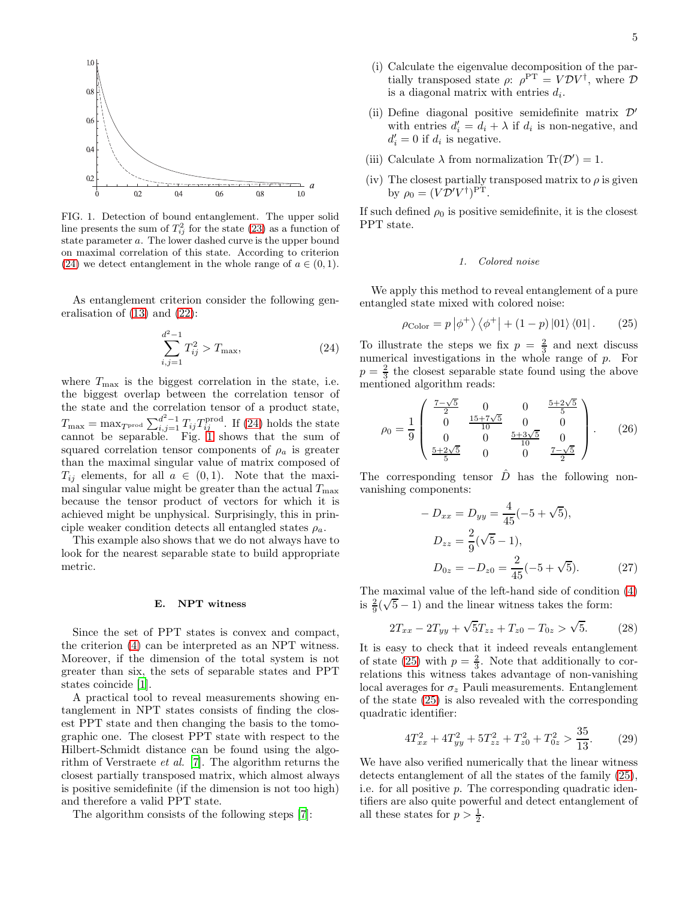1.0

0.8

0.6

0.4

0.2

0 0.2 0.4 0.6 0.8 1.0 a

FIG. 1. Detection of bound entanglement. The upper solid line presents the sum of $T_{ij}^2$ for the state (23) as a function of state parameter $a$. The lower dashed curve is the upper bound on maximal correlation of this state. According to criterion (24) we detect entanglement in the whole range of $a \in (0,1)$.

As entanglement criterion consider the following generalisation of (13) and (22):

$$\sum_{i,j=1}^{d^2-1} T_{ij}^2 > T_{\max}, \tag{24}$$

where $T_{\max}$ is the biggest correlation in the state, i.e. the biggest overlap between the correlation tensor of the state and the correlation tensor of a product state, $T_{\max} = \max_{T^{\text{prod}}} \sum_{i,j=1}^{d^2-1} T_{ij} T_{ij}^{\text{prod}}$. If (24) holds the state cannot be separable. Fig. 1 shows that the sum of squared correlation tensor components of $\rho_a$ is greater than the maximal singular value of matrix composed of $T_{ij}$ elements, for all $a \in (0,1)$. Note that the maximal singular value might be greater than the actual $T_{\max}$ because the tensor product of vectors for which it is achieved might be unphysical. Surprisingly, this in principle weaker condition detects all entangled states $\rho_a$.

This example also shows that we do not always have to look for the nearest separable state to build appropriate metric.

## E. NPT witness

Since the set of PPT states is convex and compact, the criterion (4) can be interpreted as an NPT witness. Moreover, if the dimension of the total system is not greater than six, the sets of separable states and PPT states coincide [1].

A practical tool to reveal measurements showing entanglement in NPT states consists of finding the closest PPT state and then changing the basis to the tomographic one. The closest PPT state with respect to the Hilbert-Schmidt distance can be found using the algorithm of Verstraete *et al.* [7]. The algorithm returns the closest partially transposed matrix, which almost always is positive semidefinite (if the dimension is not too high) and therefore a valid PPT state.

The algorithm consists of the following steps [7]:

(i) Calculate the eigenvalue decomposition of the partially transposed state $\rho$: $\rho^{\text{PT}} = V \mathcal{D} V^\dagger$, where $\mathcal{D}$ is a diagonal matrix with entries $d_i$.

(ii) Define diagonal positive semidefinite matrix $\mathcal{D}'$ with entries $d_i' = d_i + \lambda$ if $d_i$ is non-negative, and $d_i' = 0$ if $d_i$ is negative.

(iii) Calculate $\lambda$ from normalization $\text{Tr}(\mathcal{D}') = 1$.

(iv) The closest partially transposed matrix to $\rho$ is given by $\rho_0 = (V \mathcal{D}' V^\dagger)^{\text{PT}}$.

If such defined $\rho_0$ is positive semidefinite, it is the closest PPT state.

### 1. Colored noise

We apply this method to reveal entanglement of a pure entangled state mixed with colored noise:

$$\rho_{\text{Color}} = p \left|\phi^+\right\rangle \left\langle \phi^+\right| + (1-p) \left|01\right\rangle \left\langle 01\right|. \tag{25}$$

To illustrate the steps we fix $p = \frac{2}{3}$ and next discuss numerical investigations in the whole range of $p$. For $p = \frac{2}{3}$ the closest separable state found using the above mentioned algorithm reads:

$$\rho_0 = \frac{1}{9} \begin{pmatrix} \frac{7-\sqrt{5}}{2} & 0 & 0 & \frac{5+2\sqrt{5}}{5} \\ 0 & \frac{15+7\sqrt{5}}{10} & 0 & 0 \\ 0 & 0 & \frac{5+3\sqrt{5}}{10} & 0 \\ \frac{5+2\sqrt{5}}{5} & 0 & 0 & \frac{7-\sqrt{5}}{2} \end{pmatrix}. \tag{26}$$

The corresponding tensor $\hat{D}$ has the following non-vanishing components:

$$\begin{aligned} -D_{xx} = D_{yy} &= \frac{4}{45}(-5+\sqrt{5}), \\ D_{zz} &= \frac{2}{9}(\sqrt{5}-1), \\ D_{0z} = -D_{z0} &= \frac{2}{45}(-5+\sqrt{5}). \end{aligned} \tag{27}$$

The maximal value of the left-hand side of condition (4) is $\frac{2}{9}(\sqrt{5}-1)$ and the linear witness takes the form:

$$2T_{xx} - 2T_{yy} + \sqrt{5}T_{zz} + T_{z0} - T_{0z} > \sqrt{5}. \tag{28}$$

It is easy to check that it indeed reveals entanglement of state (25) with $p = \frac{2}{3}$. Note that additionally to correlations this witness takes advantage of non-vanishing local averages for $\sigma_z$ Pauli measurements. Entanglement of the state (25) is also revealed with the corresponding quadratic identifier:

$$4T_{xx}^2 + 4T_{yy}^2 + 5T_{zz}^2 + T_{z0}^2 + T_{0z}^2 > \frac{35}{13}. \tag{29}$$

We have also verified numerically that the linear witness detects entanglement of all the states of the family (25), i.e. for all positive $p$. The corresponding quadratic identifiers are also quite powerful and detect entanglement of all these states for $p > \frac{1}{2}$.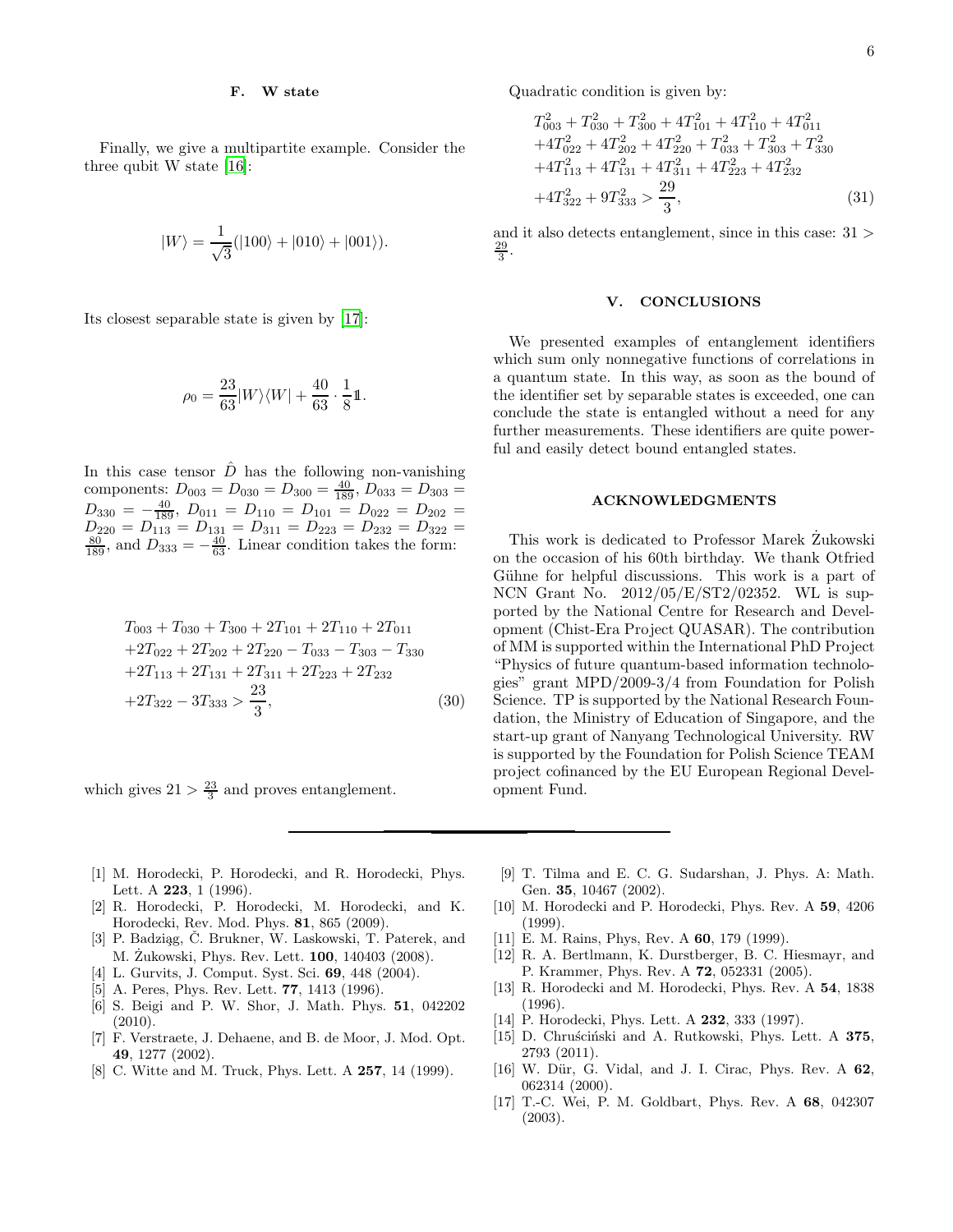### F. W state

Finally, we give a multipartite example. Consider the three qubit W state [16]:

$$|W\rangle = \frac{1}{\sqrt{3}}(|100\rangle + |010\rangle + |001\rangle).$$

Its closest separable state is given by [17]:

$$\rho_0 = \frac{23}{63}|W\rangle\langle W| + \frac{40}{63} \cdot \frac{1}{8}\mathbb{1}.$$

In this case tensor $\hat{D}$ has the following non-vanishing components: $D_{003} = D_{030} = D_{300} = \frac{40}{189}$, $D_{033} = D_{303} = D_{330} = -\frac{40}{189}$, $D_{011} = D_{110} = D_{101} = D_{022} = D_{202} = D_{220} = D_{113} = D_{131} = D_{311} = D_{223} = D_{232} = D_{322} = \frac{80}{189}$, and $D_{333} = -\frac{40}{63}$. Linear condition takes the form:

$$\begin{aligned}
&T_{003} + T_{030} + T_{300} + 2T_{101} + 2T_{110} + 2T_{011} \\
&+2T_{022} + 2T_{202} + 2T_{220} - T_{033} - T_{303} - T_{330} \\
&+2T_{113} + 2T_{131} + 2T_{311} + 2T_{223} + 2T_{232} \\
&+2T_{322} - 3T_{333} > \frac{23}{3}, \qquad (30)
\end{aligned}$$

which gives $21 > \frac{23}{3}$ and proves entanglement.

Quadratic condition is given by:

$$\begin{aligned}
&T_{003}^2 + T_{030}^2 + T_{300}^2 + 4T_{101}^2 + 4T_{110}^2 + 4T_{011}^2 \\
&+4T_{022}^2 + 4T_{202}^2 + 4T_{220}^2 + T_{033}^2 + T_{303}^2 + T_{330}^2 \\
&+4T_{113}^2 + 4T_{131}^2 + 4T_{311}^2 + 4T_{223}^2 + 4T_{232}^2 \\
&+4T_{322}^2 + 9T_{333}^2 > \frac{29}{3}, \qquad (31)
\end{aligned}$$

and it also detects entanglement, since in this case: $31 > \frac{29}{3}$.

## V. CONCLUSIONS

We presented examples of entanglement identifiers which sum only nonnegative functions of correlations in a quantum state. In this way, as soon as the bound of the identifier set by separable states is exceeded, one can conclude the state is entangled without a need for any further measurements. These identifiers are quite powerful and easily detect bound entangled states.

## ACKNOWLEDGMENTS

This work is dedicated to Professor Marek Żukowski on the occasion of his 60th birthday. We thank Otfried Gühne for helpful discussions. This work is a part of NCN Grant No. 2012/05/E/ST2/02352. WL is supported by the National Centre for Research and Development (Chist-Era Project QUASAR). The contribution of MM is supported within the International PhD Project "Physics of future quantum-based information technologies" grant MPD/2009-3/4 from Foundation for Polish Science. TP is supported by the National Research Foundation, the Ministry of Education of Singapore, and the start-up grant of Nanyang Technological University. RW is supported by the Foundation for Polish Science TEAM project cofinanced by the EU European Regional Development Fund.

---

[1] M. Horodecki, P. Horodecki, and R. Horodecki, Phys. Lett. A **223**, 1 (1996).

[2] R. Horodecki, P. Horodecki, M. Horodecki, and K. Horodecki, Rev. Mod. Phys. **81**, 865 (2009).

[3] P. Badziąg, Č. Brukner, W. Laskowski, T. Paterek, and M. Żukowski, Phys. Rev. Lett. **100**, 140403 (2008).

[4] L. Gurvits, J. Comput. Syst. Sci. **69**, 448 (2004).

[5] A. Peres, Phys. Rev. Lett. **77**, 1413 (1996).

[6] S. Beigi and P. W. Shor, J. Math. Phys. **51**, 042202 (2010).

[7] F. Verstraete, J. Dehaene, and B. de Moor, J. Mod. Opt. **49**, 1277 (2002).

[8] C. Witte and M. Truck, Phys. Lett. A **257**, 14 (1999).

[9] T. Tilma and E. C. G. Sudarshan, J. Phys. A: Math. Gen. **35**, 10467 (2002).

[10] M. Horodecki and P. Horodecki, Phys. Rev. A **59**, 4206 (1999).

[11] E. M. Rains, Phys, Rev. A **60**, 179 (1999).

[12] R. A. Bertlmann, K. Durstberger, B. C. Hiesmayr, and P. Krammer, Phys. Rev. A **72**, 052331 (2005).

[13] R. Horodecki and M. Horodecki, Phys. Rev. A **54**, 1838 (1996).

[14] P. Horodecki, Phys. Lett. A **232**, 333 (1997).

[15] D. Chruściński and A. Rutkowski, Phys. Lett. A **375**, 2793 (2011).

[16] W. Dür, G. Vidal, and J. I. Cirac, Phys. Rev. A **62**, 062314 (2000).

[17] T.-C. Wei, P. M. Goldbart, Phys. Rev. A **68**, 042307 (2003).